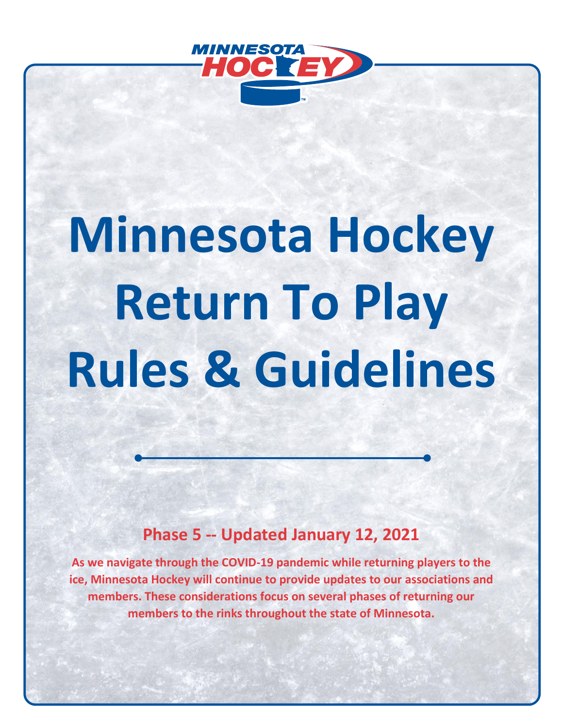# Minnesota Hockey Return To Play Rules & Guidelines

**Phase 5 -- Updated January 12, 2021**

**As we navigate through the COVID-19 pandemic while returning players to the ice, Minnesota Hockey will continue to provide updates to our associations and members. These considerations focus on several phases of returning our members to the rinks throughout the state of Minnesota.**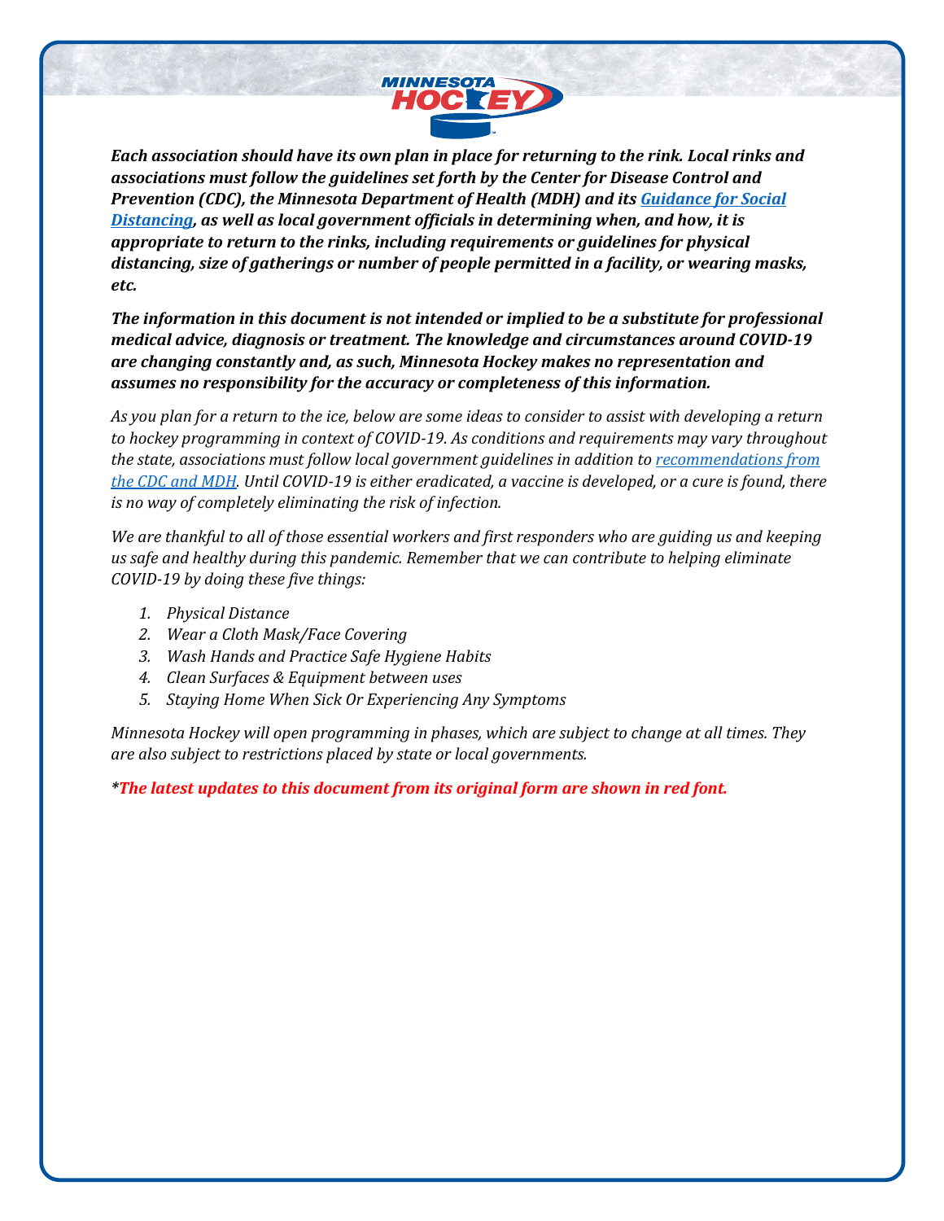***Each association should have its own plan in place for returning to the rink. Local rinks and associations must follow the guidelines set forth by the Center for Disease Control and Prevention (CDC), the Minnesota Department of Health (MDH) and its [Guidance for Social Distancing](), as well as local government officials in determining when, and how, it is appropriate to return to the rinks, including requirements or guidelines for physical distancing, size of gatherings or number of people permitted in a facility, or wearing masks, etc.***

***The information in this document is not intended or implied to be a substitute for professional medical advice, diagnosis or treatment. The knowledge and circumstances around COVID-19 are changing constantly and, as such, Minnesota Hockey makes no representation and assumes no responsibility for the accuracy or completeness of this information.***

*As you plan for a return to the ice, below are some ideas to consider to assist with developing a return to hockey programming in context of COVID-19. As conditions and requirements may vary throughout the state, associations must follow local government guidelines in addition to [recommendations from the CDC and MDH](). Until COVID-19 is either eradicated, a vaccine is developed, or a cure is found, there is no way of completely eliminating the risk of infection.*

*We are thankful to all of those essential workers and first responders who are guiding us and keeping us safe and healthy during this pandemic. Remember that we can contribute to helping eliminate COVID-19 by doing these five things:*

1. *Physical Distance*
2. *Wear a Cloth Mask/Face Covering*
3. *Wash Hands and Practice Safe Hygiene Habits*
4. *Clean Surfaces & Equipment between uses*
5. *Staying Home When Sick Or Experiencing Any Symptoms*

*Minnesota Hockey will open programming in phases, which are subject to change at all times. They are also subject to restrictions placed by state or local governments.*

***\*The latest updates to this document from its original form are shown in red font.***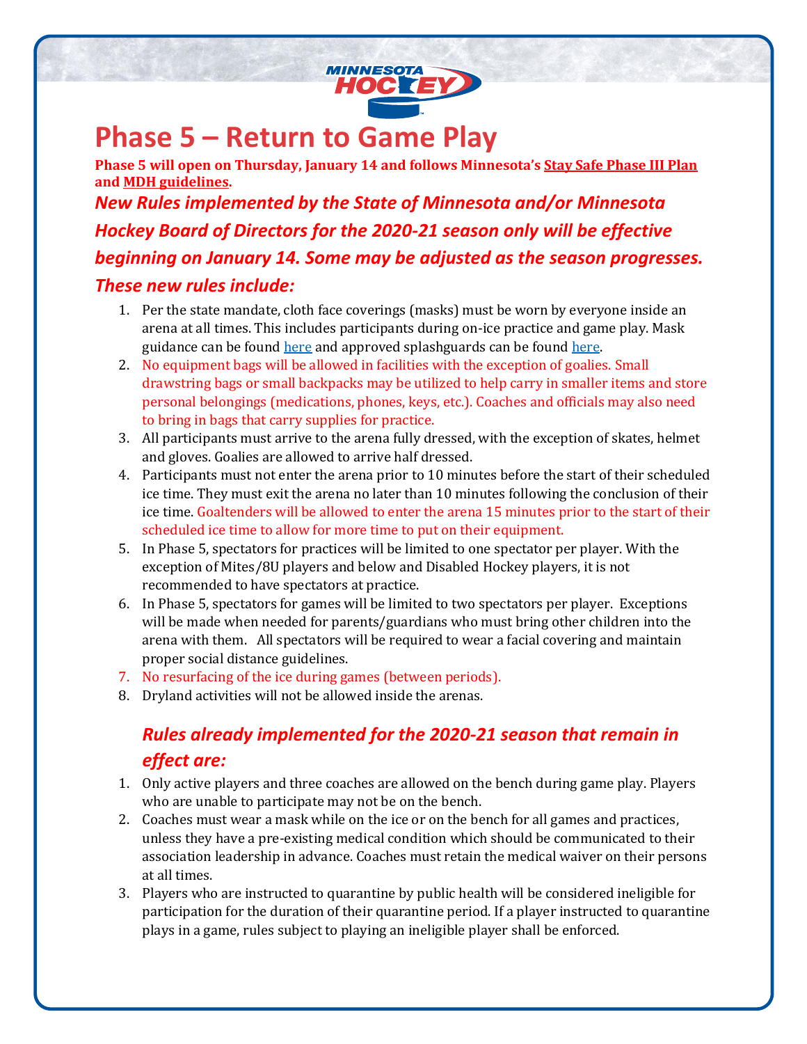# Phase 5 – Return to Game Play

**Phase 5 will open on Thursday, January 14 and follows Minnesota's Stay Safe Phase III Plan and MDH guidelines.**

## *New Rules implemented by the State of Minnesota and/or Minnesota Hockey Board of Directors for the 2020-21 season only will be effective beginning on January 14. Some may be adjusted as the season progresses. These new rules include:*

1. Per the state mandate, cloth face coverings (masks) must be worn by everyone inside an arena at all times. This includes participants during on-ice practice and game play. Mask guidance can be found here and approved splashguards can be found here.
2. No equipment bags will be allowed in facilities with the exception of goalies. Small drawstring bags or small backpacks may be utilized to help carry in smaller items and store personal belongings (medications, phones, keys, etc.). Coaches and officials may also need to bring in bags that carry supplies for practice.
3. All participants must arrive to the arena fully dressed, with the exception of skates, helmet and gloves. Goalies are allowed to arrive half dressed.
4. Participants must not enter the arena prior to 10 minutes before the start of their scheduled ice time. They must exit the arena no later than 10 minutes following the conclusion of their ice time. Goaltenders will be allowed to enter the arena 15 minutes prior to the start of their scheduled ice time to allow for more time to put on their equipment.
5. In Phase 5, spectators for practices will be limited to one spectator per player. With the exception of Mites/8U players and below and Disabled Hockey players, it is not recommended to have spectators at practice.
6. In Phase 5, spectators for games will be limited to two spectators per player. Exceptions will be made when needed for parents/guardians who must bring other children into the arena with them. All spectators will be required to wear a facial covering and maintain proper social distance guidelines.
7. No resurfacing of the ice during games (between periods).
8. Dryland activities will not be allowed inside the arenas.

## *Rules already implemented for the 2020-21 season that remain in effect are:*

1. Only active players and three coaches are allowed on the bench during game play. Players who are unable to participate may not be on the bench.
2. Coaches must wear a mask while on the ice or on the bench for all games and practices, unless they have a pre-existing medical condition which should be communicated to their association leadership in advance. Coaches must retain the medical waiver on their persons at all times.
3. Players who are instructed to quarantine by public health will be considered ineligible for participation for the duration of their quarantine period. If a player instructed to quarantine plays in a game, rules subject to playing an ineligible player shall be enforced.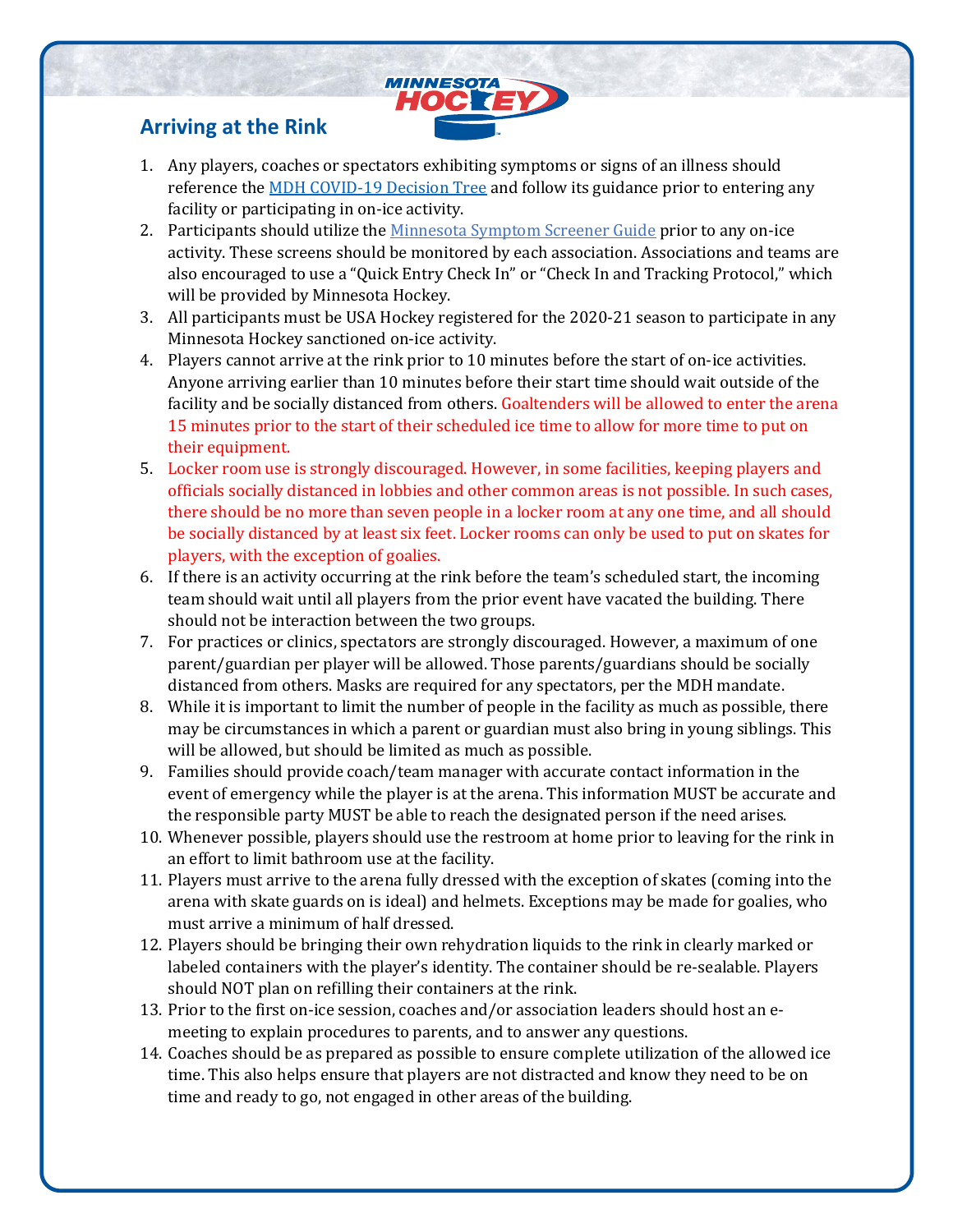## Arriving at the Rink

1. Any players, coaches or spectators exhibiting symptoms or signs of an illness should reference the [MDH COVID-19 Decision Tree]() and follow its guidance prior to entering any facility or participating in on-ice activity.
2. Participants should utilize the [Minnesota Symptom Screener Guide]() prior to any on-ice activity. These screens should be monitored by each association. Associations and teams are also encouraged to use a "Quick Entry Check In" or "Check In and Tracking Protocol," which will be provided by Minnesota Hockey.
3. All participants must be USA Hockey registered for the 2020-21 season to participate in any Minnesota Hockey sanctioned on-ice activity.
4. Players cannot arrive at the rink prior to 10 minutes before the start of on-ice activities. Anyone arriving earlier than 10 minutes before their start time should wait outside of the facility and be socially distanced from others. Goaltenders will be allowed to enter the arena 15 minutes prior to the start of their scheduled ice time to allow for more time to put on their equipment.
5. Locker room use is strongly discouraged. However, in some facilities, keeping players and officials socially distanced in lobbies and other common areas is not possible. In such cases, there should be no more than seven people in a locker room at any one time, and all should be socially distanced by at least six feet. Locker rooms can only be used to put on skates for players, with the exception of goalies.
6. If there is an activity occurring at the rink before the team's scheduled start, the incoming team should wait until all players from the prior event have vacated the building. There should not be interaction between the two groups.
7. For practices or clinics, spectators are strongly discouraged. However, a maximum of one parent/guardian per player will be allowed. Those parents/guardians should be socially distanced from others. Masks are required for any spectators, per the MDH mandate.
8. While it is important to limit the number of people in the facility as much as possible, there may be circumstances in which a parent or guardian must also bring in young siblings. This will be allowed, but should be limited as much as possible.
9. Families should provide coach/team manager with accurate contact information in the event of emergency while the player is at the arena. This information MUST be accurate and the responsible party MUST be able to reach the designated person if the need arises.
10. Whenever possible, players should use the restroom at home prior to leaving for the rink in an effort to limit bathroom use at the facility.
11. Players must arrive to the arena fully dressed with the exception of skates (coming into the arena with skate guards on is ideal) and helmets. Exceptions may be made for goalies, who must arrive a minimum of half dressed.
12. Players should be bringing their own rehydration liquids to the rink in clearly marked or labeled containers with the player's identity. The container should be re-sealable. Players should NOT plan on refilling their containers at the rink.
13. Prior to the first on-ice session, coaches and/or association leaders should host an e-meeting to explain procedures to parents, and to answer any questions.
14. Coaches should be as prepared as possible to ensure complete utilization of the allowed ice time. This also helps ensure that players are not distracted and know they need to be on time and ready to go, not engaged in other areas of the building.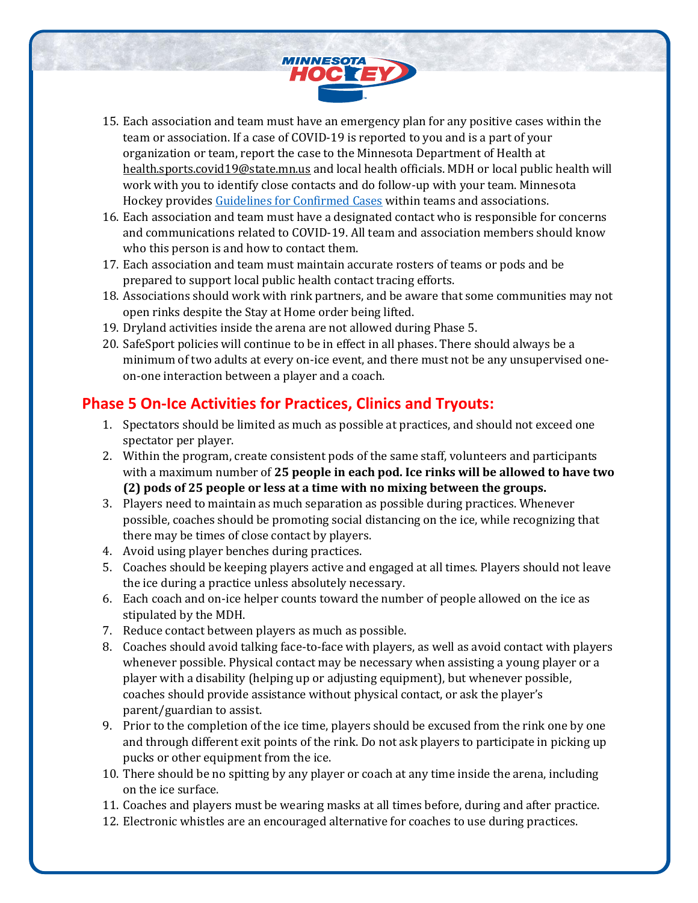15. Each association and team must have an emergency plan for any positive cases within the team or association. If a case of COVID-19 is reported to you and is a part of your organization or team, report the case to the Minnesota Department of Health at health.sports.covid19@state.mn.us and local health officials. MDH or local public health will work with you to identify close contacts and do follow-up with your team. Minnesota Hockey provides [Guidelines for Confirmed Cases](#) within teams and associations.
16. Each association and team must have a designated contact who is responsible for concerns and communications related to COVID-19. All team and association members should know who this person is and how to contact them.
17. Each association and team must maintain accurate rosters of teams or pods and be prepared to support local public health contact tracing efforts.
18. Associations should work with rink partners, and be aware that some communities may not open rinks despite the Stay at Home order being lifted.
19. Dryland activities inside the arena are not allowed during Phase 5.
20. SafeSport policies will continue to be in effect in all phases. There should always be a minimum of two adults at every on-ice event, and there must not be any unsupervised one-on-one interaction between a player and a coach.

## Phase 5 On-Ice Activities for Practices, Clinics and Tryouts:

1. Spectators should be limited as much as possible at practices, and should not exceed one spectator per player.
2. Within the program, create consistent pods of the same staff, volunteers and participants with a maximum number of **25 people in each pod. Ice rinks will be allowed to have two (2) pods of 25 people or less at a time with no mixing between the groups.**
3. Players need to maintain as much separation as possible during practices. Whenever possible, coaches should be promoting social distancing on the ice, while recognizing that there may be times of close contact by players.
4. Avoid using player benches during practices.
5. Coaches should be keeping players active and engaged at all times. Players should not leave the ice during a practice unless absolutely necessary.
6. Each coach and on-ice helper counts toward the number of people allowed on the ice as stipulated by the MDH.
7. Reduce contact between players as much as possible.
8. Coaches should avoid talking face-to-face with players, as well as avoid contact with players whenever possible. Physical contact may be necessary when assisting a young player or a player with a disability (helping up or adjusting equipment), but whenever possible, coaches should provide assistance without physical contact, or ask the player's parent/guardian to assist.
9. Prior to the completion of the ice time, players should be excused from the rink one by one and through different exit points of the rink. Do not ask players to participate in picking up pucks or other equipment from the ice.
10. There should be no spitting by any player or coach at any time inside the arena, including on the ice surface.
11. Coaches and players must be wearing masks at all times before, during and after practice.
12. Electronic whistles are an encouraged alternative for coaches to use during practices.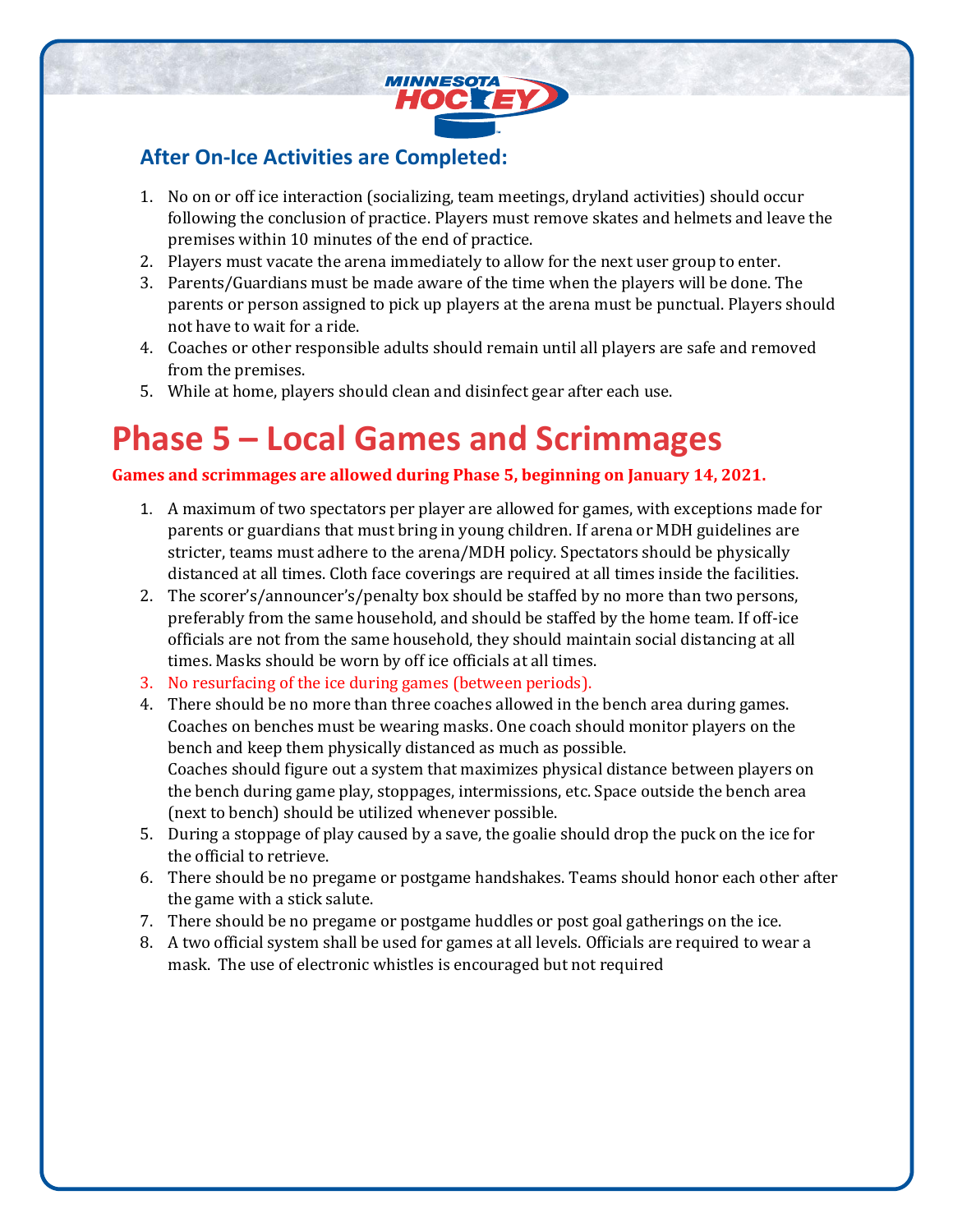### After On-Ice Activities are Completed:

1. No on or off ice interaction (socializing, team meetings, dryland activities) should occur following the conclusion of practice. Players must remove skates and helmets and leave the premises within 10 minutes of the end of practice.
2. Players must vacate the arena immediately to allow for the next user group to enter.
3. Parents/Guardians must be made aware of the time when the players will be done. The parents or person assigned to pick up players at the arena must be punctual. Players should not have to wait for a ride.
4. Coaches or other responsible adults should remain until all players are safe and removed from the premises.
5. While at home, players should clean and disinfect gear after each use.

# Phase 5 – Local Games and Scrimmages

**Games and scrimmages are allowed during Phase 5, beginning on January 14, 2021.**

1. A maximum of two spectators per player are allowed for games, with exceptions made for parents or guardians that must bring in young children. If arena or MDH guidelines are stricter, teams must adhere to the arena/MDH policy. Spectators should be physically distanced at all times. Cloth face coverings are required at all times inside the facilities.
2. The scorer's/announcer's/penalty box should be staffed by no more than two persons, preferably from the same household, and should be staffed by the home team. If off-ice officials are not from the same household, they should maintain social distancing at all times. Masks should be worn by off ice officials at all times.
3. No resurfacing of the ice during games (between periods).
4. There should be no more than three coaches allowed in the bench area during games. Coaches on benches must be wearing masks. One coach should monitor players on the bench and keep them physically distanced as much as possible.
   Coaches should figure out a system that maximizes physical distance between players on the bench during game play, stoppages, intermissions, etc. Space outside the bench area (next to bench) should be utilized whenever possible.
5. During a stoppage of play caused by a save, the goalie should drop the puck on the ice for the official to retrieve.
6. There should be no pregame or postgame handshakes. Teams should honor each other after the game with a stick salute.
7. There should be no pregame or postgame huddles or post goal gatherings on the ice.
8. A two official system shall be used for games at all levels. Officials are required to wear a mask. The use of electronic whistles is encouraged but not required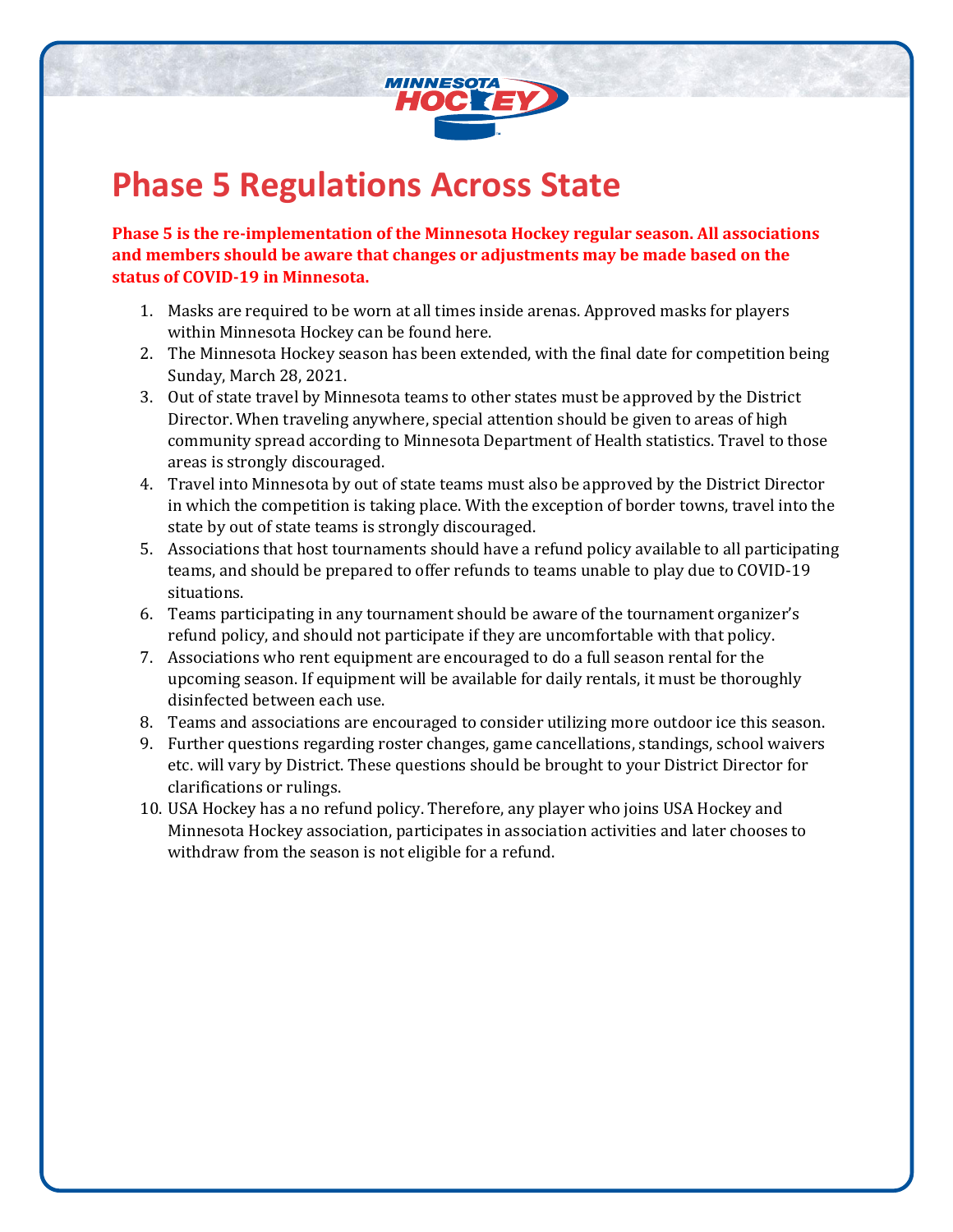# Phase 5 Regulations Across State

**Phase 5 is the re-implementation of the Minnesota Hockey regular season. All associations and members should be aware that changes or adjustments may be made based on the status of COVID-19 in Minnesota.**

1. Masks are required to be worn at all times inside arenas. Approved masks for players within Minnesota Hockey can be found here.
2. The Minnesota Hockey season has been extended, with the final date for competition being Sunday, March 28, 2021.
3. Out of state travel by Minnesota teams to other states must be approved by the District Director. When traveling anywhere, special attention should be given to areas of high community spread according to Minnesota Department of Health statistics. Travel to those areas is strongly discouraged.
4. Travel into Minnesota by out of state teams must also be approved by the District Director in which the competition is taking place. With the exception of border towns, travel into the state by out of state teams is strongly discouraged.
5. Associations that host tournaments should have a refund policy available to all participating teams, and should be prepared to offer refunds to teams unable to play due to COVID-19 situations.
6. Teams participating in any tournament should be aware of the tournament organizer's refund policy, and should not participate if they are uncomfortable with that policy.
7. Associations who rent equipment are encouraged to do a full season rental for the upcoming season. If equipment will be available for daily rentals, it must be thoroughly disinfected between each use.
8. Teams and associations are encouraged to consider utilizing more outdoor ice this season.
9. Further questions regarding roster changes, game cancellations, standings, school waivers etc. will vary by District. These questions should be brought to your District Director for clarifications or rulings.
10. USA Hockey has a no refund policy. Therefore, any player who joins USA Hockey and Minnesota Hockey association, participates in association activities and later chooses to withdraw from the season is not eligible for a refund.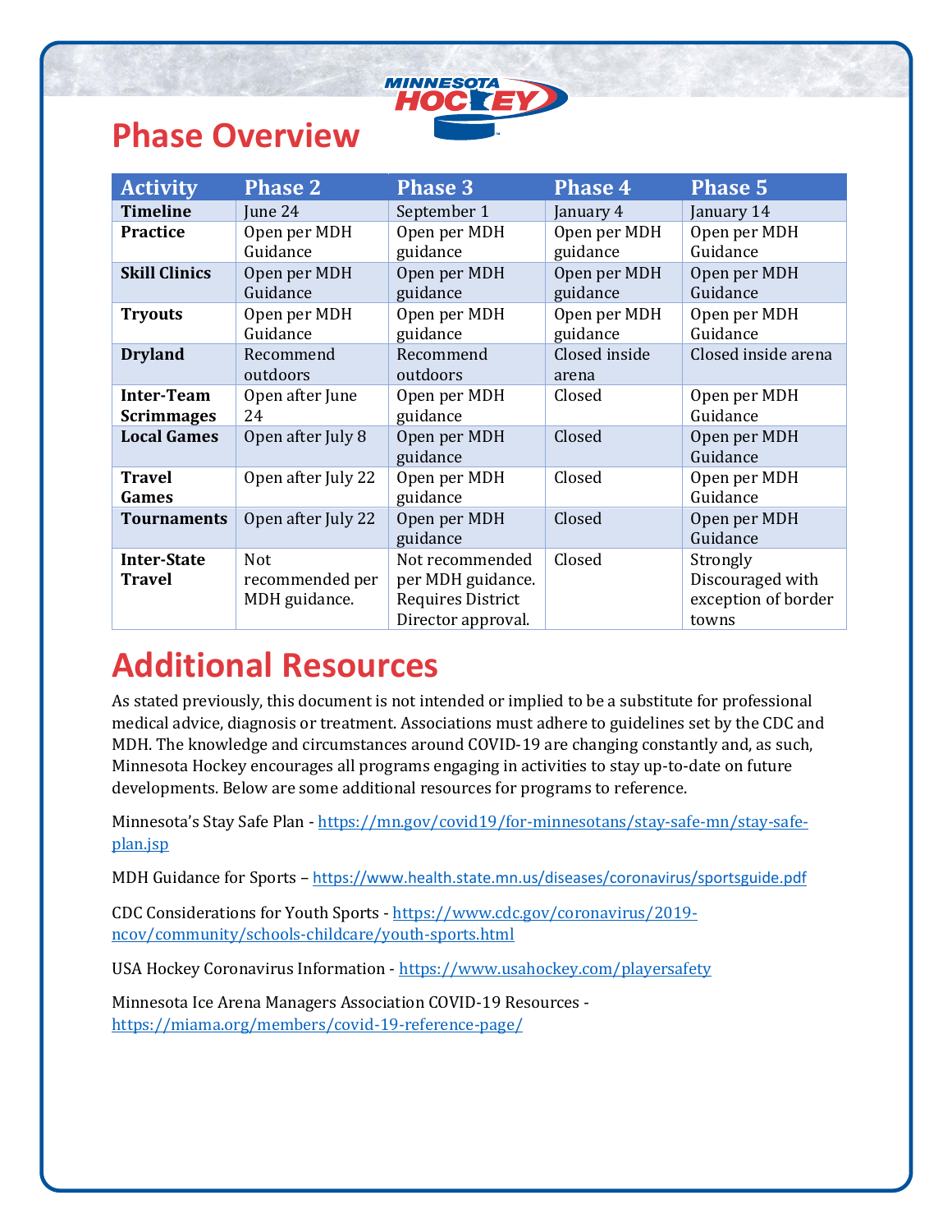## Phase Overview

| Activity | Phase 2 | Phase 3 | Phase 4 | Phase 5 |
|---|---|---|---|---|
| **Timeline** | June 24 | September 1 | January 4 | January 14 |
| **Practice** | Open per MDH Guidance | Open per MDH guidance | Open per MDH guidance | Open per MDH Guidance |
| **Skill Clinics** | Open per MDH Guidance | Open per MDH guidance | Open per MDH guidance | Open per MDH Guidance |
| **Tryouts** | Open per MDH Guidance | Open per MDH guidance | Open per MDH guidance | Open per MDH Guidance |
| **Dryland** | Recommend outdoors | Recommend outdoors | Closed inside arena | Closed inside arena |
| **Inter-Team Scrimmages** | Open after June 24 | Open per MDH guidance | Closed | Open per MDH Guidance |
| **Local Games** | Open after July 8 | Open per MDH guidance | Closed | Open per MDH Guidance |
| **Travel Games** | Open after July 22 | Open per MDH guidance | Closed | Open per MDH Guidance |
| **Tournaments** | Open after July 22 | Open per MDH guidance | Closed | Open per MDH Guidance |
| **Inter-State Travel** | Not recommended per MDH guidance. | Not recommended per MDH guidance. Requires District Director approval. | Closed | Strongly Discouraged with exception of border towns |

## Additional Resources

As stated previously, this document is not intended or implied to be a substitute for professional medical advice, diagnosis or treatment. Associations must adhere to guidelines set by the CDC and MDH. The knowledge and circumstances around COVID-19 are changing constantly and, as such, Minnesota Hockey encourages all programs engaging in activities to stay up-to-date on future developments. Below are some additional resources for programs to reference.

Minnesota's Stay Safe Plan - https://mn.gov/covid19/for-minnesotans/stay-safe-mn/stay-safe-plan.jsp

MDH Guidance for Sports – https://www.health.state.mn.us/diseases/coronavirus/sportsguide.pdf

CDC Considerations for Youth Sports - https://www.cdc.gov/coronavirus/2019-ncov/community/schools-childcare/youth-sports.html

USA Hockey Coronavirus Information - https://www.usahockey.com/playersafety

Minnesota Ice Arena Managers Association COVID-19 Resources - https://miama.org/members/covid-19-reference-page/